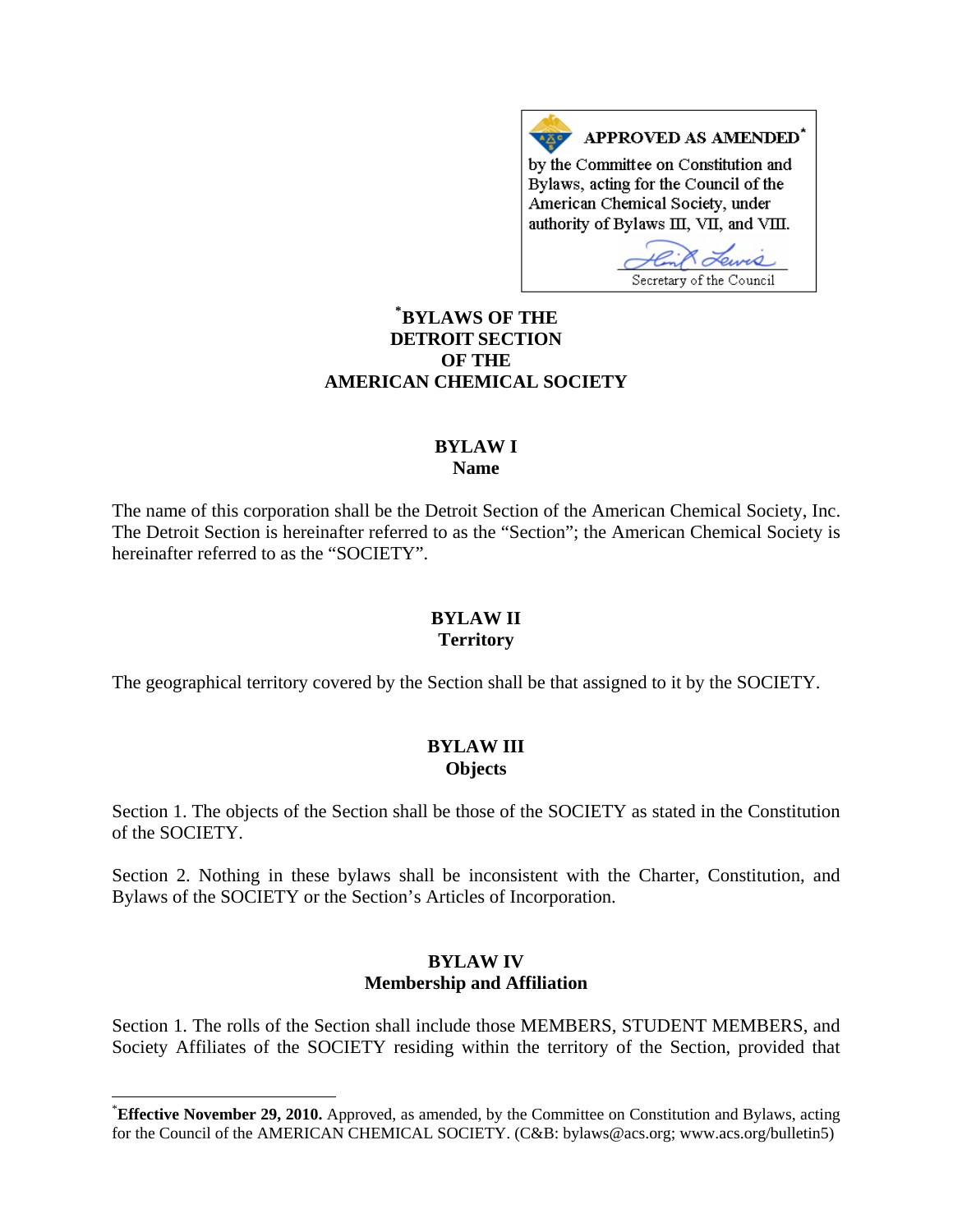**APPROVED AS AMENDED**[*]

by the Committee on Constitution and Bylaws, acting for the Council of the American Chemical Society, under authority of Bylaws III, VII, and VIII.

Secretary of the Council

# [*]BYLAWS OF THE DETROIT SECTION OF THE AMERICAN CHEMICAL SOCIETY

## BYLAW I
### Name

The name of this corporation shall be the Detroit Section of the American Chemical Society, Inc. The Detroit Section is hereinafter referred to as the "Section"; the American Chemical Society is hereinafter referred to as the "SOCIETY".

## BYLAW II
### Territory

The geographical territory covered by the Section shall be that assigned to it by the SOCIETY.

## BYLAW III
### Objects

Section 1. The objects of the Section shall be those of the SOCIETY as stated in the Constitution of the SOCIETY.

Section 2. Nothing in these bylaws shall be inconsistent with the Charter, Constitution, and Bylaws of the SOCIETY or the Section's Articles of Incorporation.

## BYLAW IV
### Membership and Affiliation

Section 1. The rolls of the Section shall include those MEMBERS, STUDENT MEMBERS, and Society Affiliates of the SOCIETY residing within the territory of the Section, provided that

---

[*]**Effective November 29, 2010.** Approved, as amended, by the Committee on Constitution and Bylaws, acting for the Council of the AMERICAN CHEMICAL SOCIETY. (C&B: bylaws@acs.org; www.acs.org/bulletin5)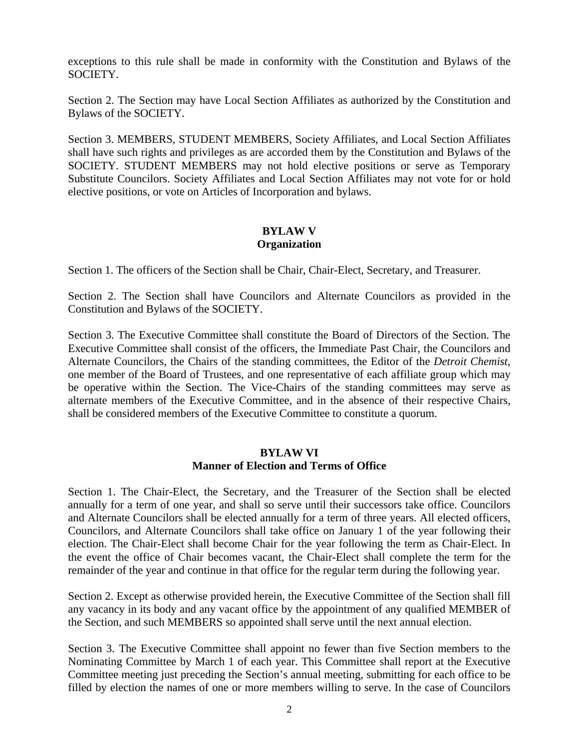exceptions to this rule shall be made in conformity with the Constitution and Bylaws of the SOCIETY.

Section 2. The Section may have Local Section Affiliates as authorized by the Constitution and Bylaws of the SOCIETY.

Section 3. MEMBERS, STUDENT MEMBERS, Society Affiliates, and Local Section Affiliates shall have such rights and privileges as are accorded them by the Constitution and Bylaws of the SOCIETY. STUDENT MEMBERS may not hold elective positions or serve as Temporary Substitute Councilors. Society Affiliates and Local Section Affiliates may not vote for or hold elective positions, or vote on Articles of Incorporation and bylaws.

## BYLAW V
## Organization

Section 1. The officers of the Section shall be Chair, Chair-Elect, Secretary, and Treasurer.

Section 2. The Section shall have Councilors and Alternate Councilors as provided in the Constitution and Bylaws of the SOCIETY.

Section 3. The Executive Committee shall constitute the Board of Directors of the Section. The Executive Committee shall consist of the officers, the Immediate Past Chair, the Councilors and Alternate Councilors, the Chairs of the standing committees, the Editor of the *Detroit Chemist*, one member of the Board of Trustees, and one representative of each affiliate group which may be operative within the Section. The Vice-Chairs of the standing committees may serve as alternate members of the Executive Committee, and in the absence of their respective Chairs, shall be considered members of the Executive Committee to constitute a quorum.

## BYLAW VI
## Manner of Election and Terms of Office

Section 1. The Chair-Elect, the Secretary, and the Treasurer of the Section shall be elected annually for a term of one year, and shall so serve until their successors take office. Councilors and Alternate Councilors shall be elected annually for a term of three years. All elected officers, Councilors, and Alternate Councilors shall take office on January 1 of the year following their election. The Chair-Elect shall become Chair for the year following the term as Chair-Elect. In the event the office of Chair becomes vacant, the Chair-Elect shall complete the term for the remainder of the year and continue in that office for the regular term during the following year.

Section 2. Except as otherwise provided herein, the Executive Committee of the Section shall fill any vacancy in its body and any vacant office by the appointment of any qualified MEMBER of the Section, and such MEMBERS so appointed shall serve until the next annual election.

Section 3. The Executive Committee shall appoint no fewer than five Section members to the Nominating Committee by March 1 of each year. This Committee shall report at the Executive Committee meeting just preceding the Section's annual meeting, submitting for each office to be filled by election the names of one or more members willing to serve. In the case of Councilors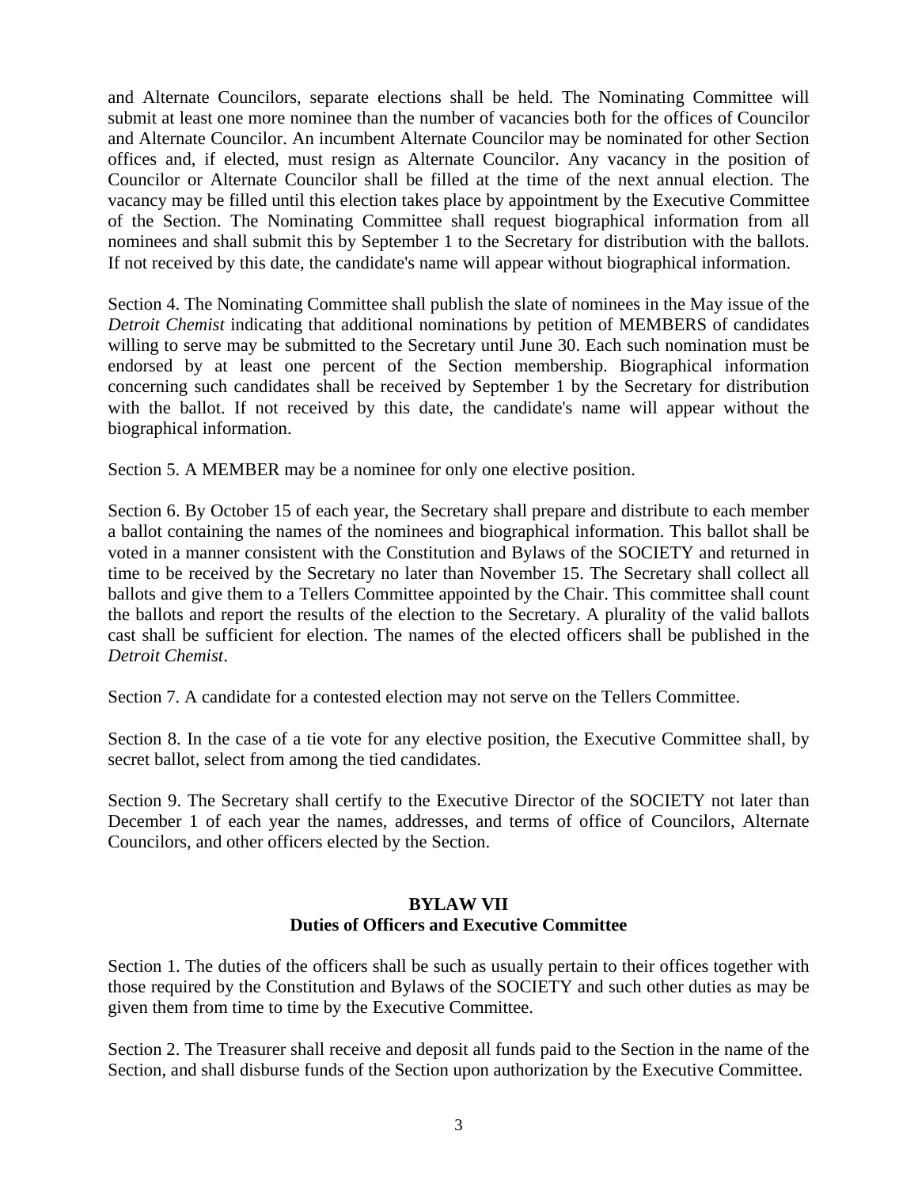and Alternate Councilors, separate elections shall be held. The Nominating Committee will submit at least one more nominee than the number of vacancies both for the offices of Councilor and Alternate Councilor. An incumbent Alternate Councilor may be nominated for other Section offices and, if elected, must resign as Alternate Councilor. Any vacancy in the position of Councilor or Alternate Councilor shall be filled at the time of the next annual election. The vacancy may be filled until this election takes place by appointment by the Executive Committee of the Section. The Nominating Committee shall request biographical information from all nominees and shall submit this by September 1 to the Secretary for distribution with the ballots. If not received by this date, the candidate's name will appear without biographical information.

Section 4. The Nominating Committee shall publish the slate of nominees in the May issue of the *Detroit Chemist* indicating that additional nominations by petition of MEMBERS of candidates willing to serve may be submitted to the Secretary until June 30. Each such nomination must be endorsed by at least one percent of the Section membership. Biographical information concerning such candidates shall be received by September 1 by the Secretary for distribution with the ballot. If not received by this date, the candidate's name will appear without the biographical information.

Section 5. A MEMBER may be a nominee for only one elective position.

Section 6. By October 15 of each year, the Secretary shall prepare and distribute to each member a ballot containing the names of the nominees and biographical information. This ballot shall be voted in a manner consistent with the Constitution and Bylaws of the SOCIETY and returned in time to be received by the Secretary no later than November 15. The Secretary shall collect all ballots and give them to a Tellers Committee appointed by the Chair. This committee shall count the ballots and report the results of the election to the Secretary. A plurality of the valid ballots cast shall be sufficient for election. The names of the elected officers shall be published in the *Detroit Chemist*.

Section 7. A candidate for a contested election may not serve on the Tellers Committee.

Section 8. In the case of a tie vote for any elective position, the Executive Committee shall, by secret ballot, select from among the tied candidates.

Section 9. The Secretary shall certify to the Executive Director of the SOCIETY not later than December 1 of each year the names, addresses, and terms of office of Councilors, Alternate Councilors, and other officers elected by the Section.

## BYLAW VII
## Duties of Officers and Executive Committee

Section 1. The duties of the officers shall be such as usually pertain to their offices together with those required by the Constitution and Bylaws of the SOCIETY and such other duties as may be given them from time to time by the Executive Committee.

Section 2. The Treasurer shall receive and deposit all funds paid to the Section in the name of the Section, and shall disburse funds of the Section upon authorization by the Executive Committee.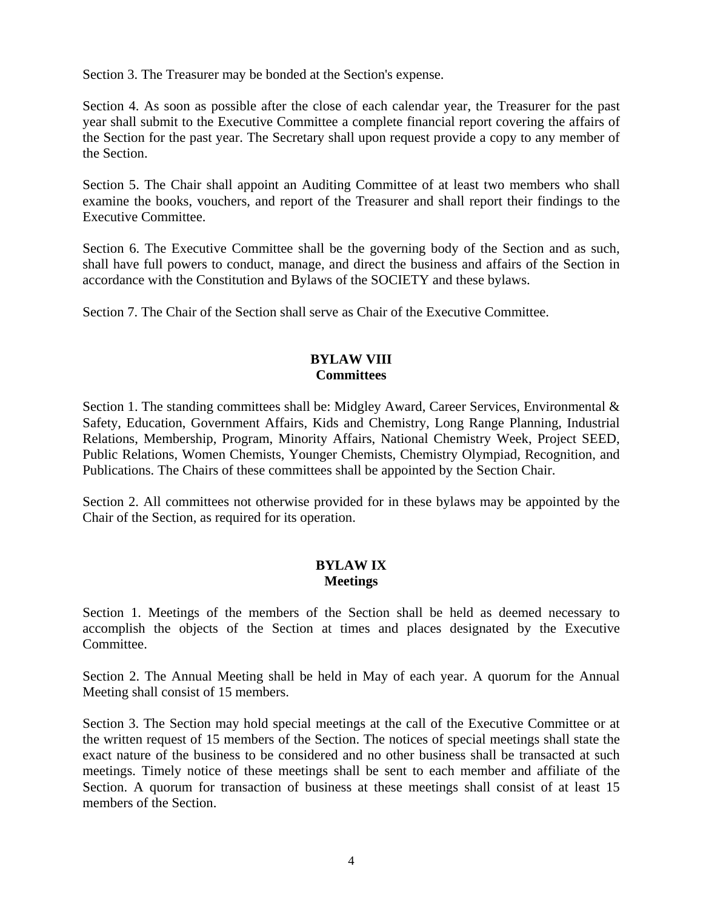Section 3. The Treasurer may be bonded at the Section's expense.

Section 4. As soon as possible after the close of each calendar year, the Treasurer for the past year shall submit to the Executive Committee a complete financial report covering the affairs of the Section for the past year. The Secretary shall upon request provide a copy to any member of the Section.

Section 5. The Chair shall appoint an Auditing Committee of at least two members who shall examine the books, vouchers, and report of the Treasurer and shall report their findings to the Executive Committee.

Section 6. The Executive Committee shall be the governing body of the Section and as such, shall have full powers to conduct, manage, and direct the business and affairs of the Section in accordance with the Constitution and Bylaws of the SOCIETY and these bylaws.

Section 7. The Chair of the Section shall serve as Chair of the Executive Committee.

## BYLAW VIII
## Committees

Section 1. The standing committees shall be: Midgley Award, Career Services, Environmental & Safety, Education, Government Affairs, Kids and Chemistry, Long Range Planning, Industrial Relations, Membership, Program, Minority Affairs, National Chemistry Week, Project SEED, Public Relations, Women Chemists, Younger Chemists, Chemistry Olympiad, Recognition, and Publications. The Chairs of these committees shall be appointed by the Section Chair.

Section 2. All committees not otherwise provided for in these bylaws may be appointed by the Chair of the Section, as required for its operation.

## BYLAW IX
## Meetings

Section 1. Meetings of the members of the Section shall be held as deemed necessary to accomplish the objects of the Section at times and places designated by the Executive Committee.

Section 2. The Annual Meeting shall be held in May of each year. A quorum for the Annual Meeting shall consist of 15 members.

Section 3. The Section may hold special meetings at the call of the Executive Committee or at the written request of 15 members of the Section. The notices of special meetings shall state the exact nature of the business to be considered and no other business shall be transacted at such meetings. Timely notice of these meetings shall be sent to each member and affiliate of the Section. A quorum for transaction of business at these meetings shall consist of at least 15 members of the Section.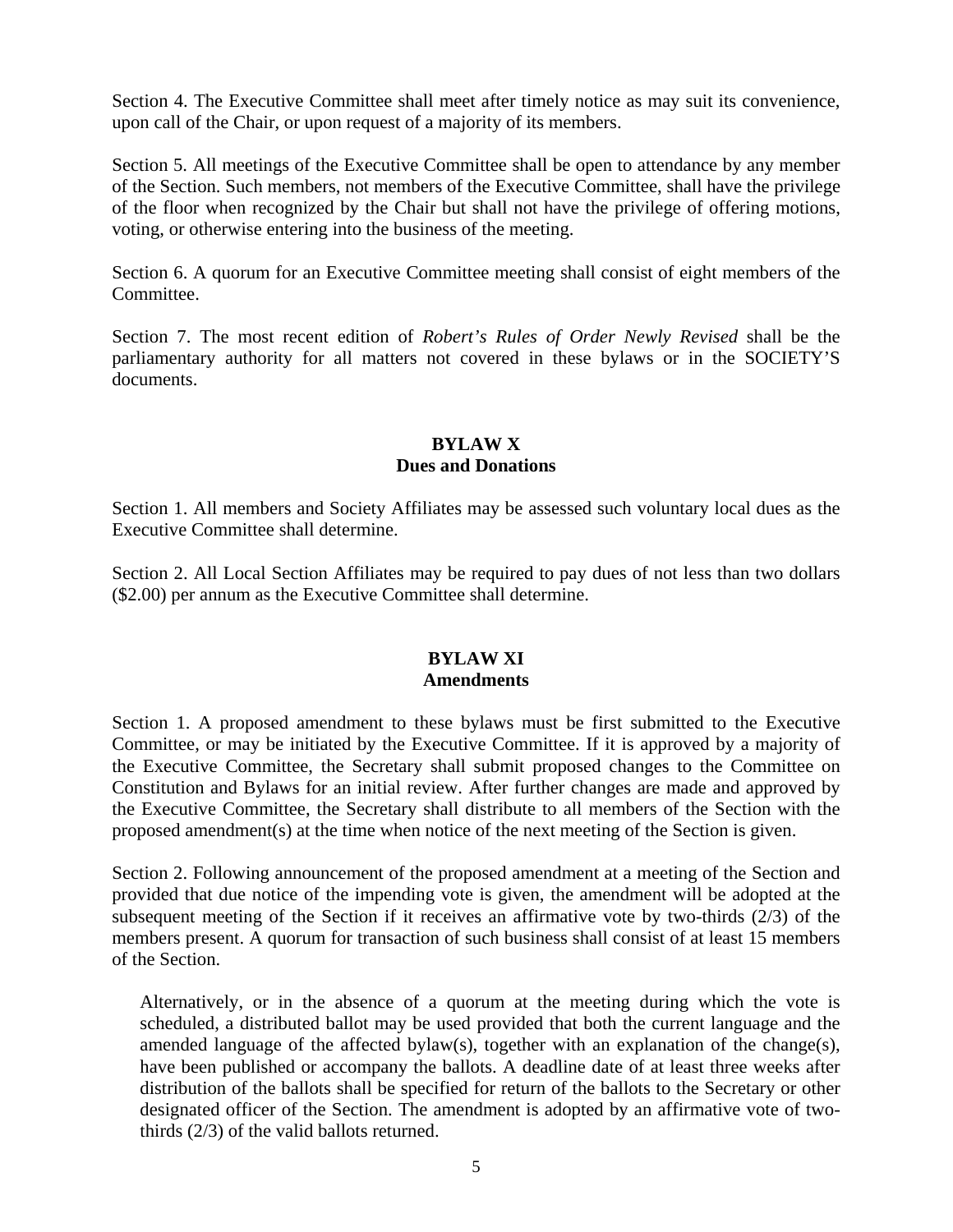Section 4. The Executive Committee shall meet after timely notice as may suit its convenience, upon call of the Chair, or upon request of a majority of its members.

Section 5. All meetings of the Executive Committee shall be open to attendance by any member of the Section. Such members, not members of the Executive Committee, shall have the privilege of the floor when recognized by the Chair but shall not have the privilege of offering motions, voting, or otherwise entering into the business of the meeting.

Section 6. A quorum for an Executive Committee meeting shall consist of eight members of the Committee.

Section 7. The most recent edition of *Robert's Rules of Order Newly Revised* shall be the parliamentary authority for all matters not covered in these bylaws or in the SOCIETY'S documents.

## BYLAW X
## Dues and Donations

Section 1. All members and Society Affiliates may be assessed such voluntary local dues as the Executive Committee shall determine.

Section 2. All Local Section Affiliates may be required to pay dues of not less than two dollars ($2.00) per annum as the Executive Committee shall determine.

## BYLAW XI
## Amendments

Section 1. A proposed amendment to these bylaws must be first submitted to the Executive Committee, or may be initiated by the Executive Committee. If it is approved by a majority of the Executive Committee, the Secretary shall submit proposed changes to the Committee on Constitution and Bylaws for an initial review. After further changes are made and approved by the Executive Committee, the Secretary shall distribute to all members of the Section with the proposed amendment(s) at the time when notice of the next meeting of the Section is given.

Section 2. Following announcement of the proposed amendment at a meeting of the Section and provided that due notice of the impending vote is given, the amendment will be adopted at the subsequent meeting of the Section if it receives an affirmative vote by two-thirds (2/3) of the members present. A quorum for transaction of such business shall consist of at least 15 members of the Section.

> Alternatively, or in the absence of a quorum at the meeting during which the vote is scheduled, a distributed ballot may be used provided that both the current language and the amended language of the affected bylaw(s), together with an explanation of the change(s), have been published or accompany the ballots. A deadline date of at least three weeks after distribution of the ballots shall be specified for return of the ballots to the Secretary or other designated officer of the Section. The amendment is adopted by an affirmative vote of two-thirds (2/3) of the valid ballots returned.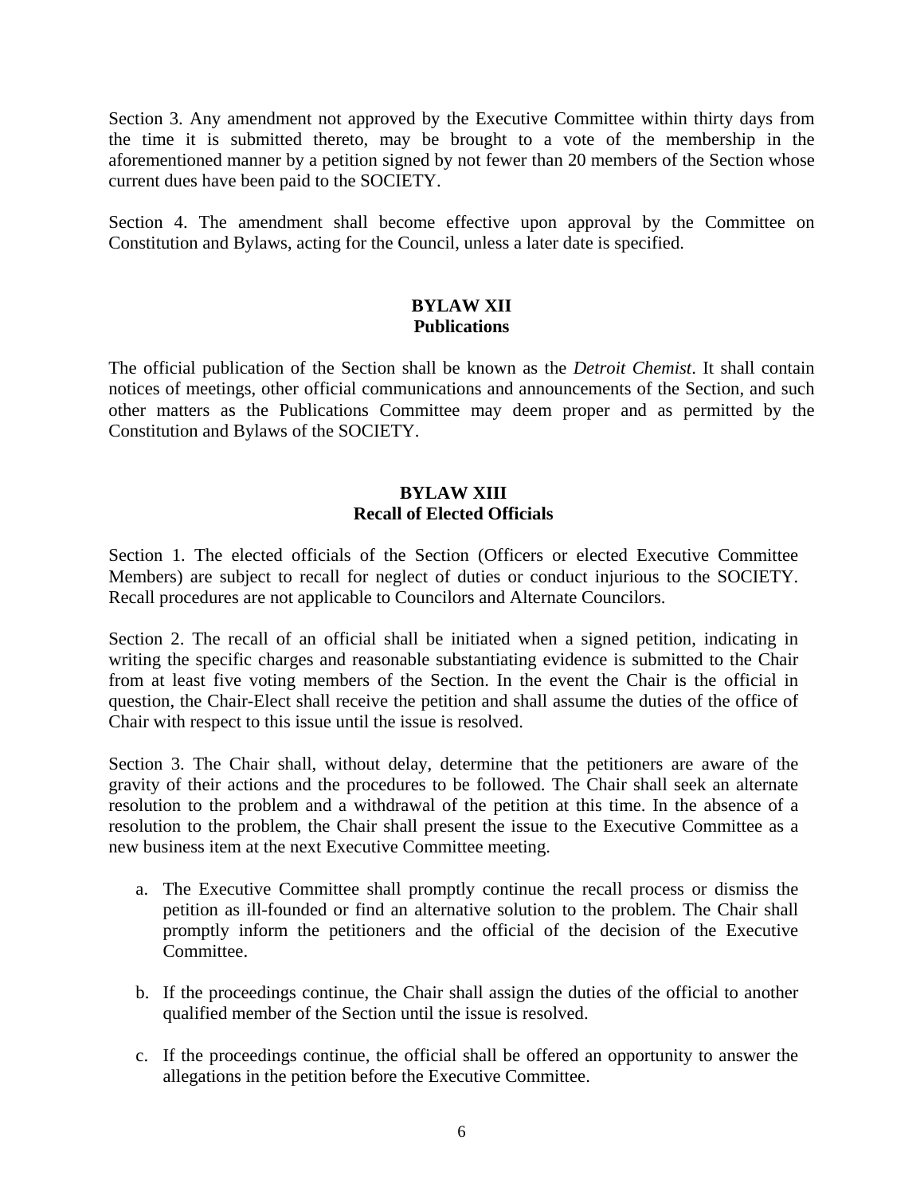Section 3. Any amendment not approved by the Executive Committee within thirty days from the time it is submitted thereto, may be brought to a vote of the membership in the aforementioned manner by a petition signed by not fewer than 20 members of the Section whose current dues have been paid to the SOCIETY.

Section 4. The amendment shall become effective upon approval by the Committee on Constitution and Bylaws, acting for the Council, unless a later date is specified.

## BYLAW XII
## Publications

The official publication of the Section shall be known as the *Detroit Chemist*. It shall contain notices of meetings, other official communications and announcements of the Section, and such other matters as the Publications Committee may deem proper and as permitted by the Constitution and Bylaws of the SOCIETY.

## BYLAW XIII
## Recall of Elected Officials

Section 1. The elected officials of the Section (Officers or elected Executive Committee Members) are subject to recall for neglect of duties or conduct injurious to the SOCIETY. Recall procedures are not applicable to Councilors and Alternate Councilors.

Section 2. The recall of an official shall be initiated when a signed petition, indicating in writing the specific charges and reasonable substantiating evidence is submitted to the Chair from at least five voting members of the Section. In the event the Chair is the official in question, the Chair-Elect shall receive the petition and shall assume the duties of the office of Chair with respect to this issue until the issue is resolved.

Section 3. The Chair shall, without delay, determine that the petitioners are aware of the gravity of their actions and the procedures to be followed. The Chair shall seek an alternate resolution to the problem and a withdrawal of the petition at this time. In the absence of a resolution to the problem, the Chair shall present the issue to the Executive Committee as a new business item at the next Executive Committee meeting.

a. The Executive Committee shall promptly continue the recall process or dismiss the petition as ill-founded or find an alternative solution to the problem. The Chair shall promptly inform the petitioners and the official of the decision of the Executive Committee.

b. If the proceedings continue, the Chair shall assign the duties of the official to another qualified member of the Section until the issue is resolved.

c. If the proceedings continue, the official shall be offered an opportunity to answer the allegations in the petition before the Executive Committee.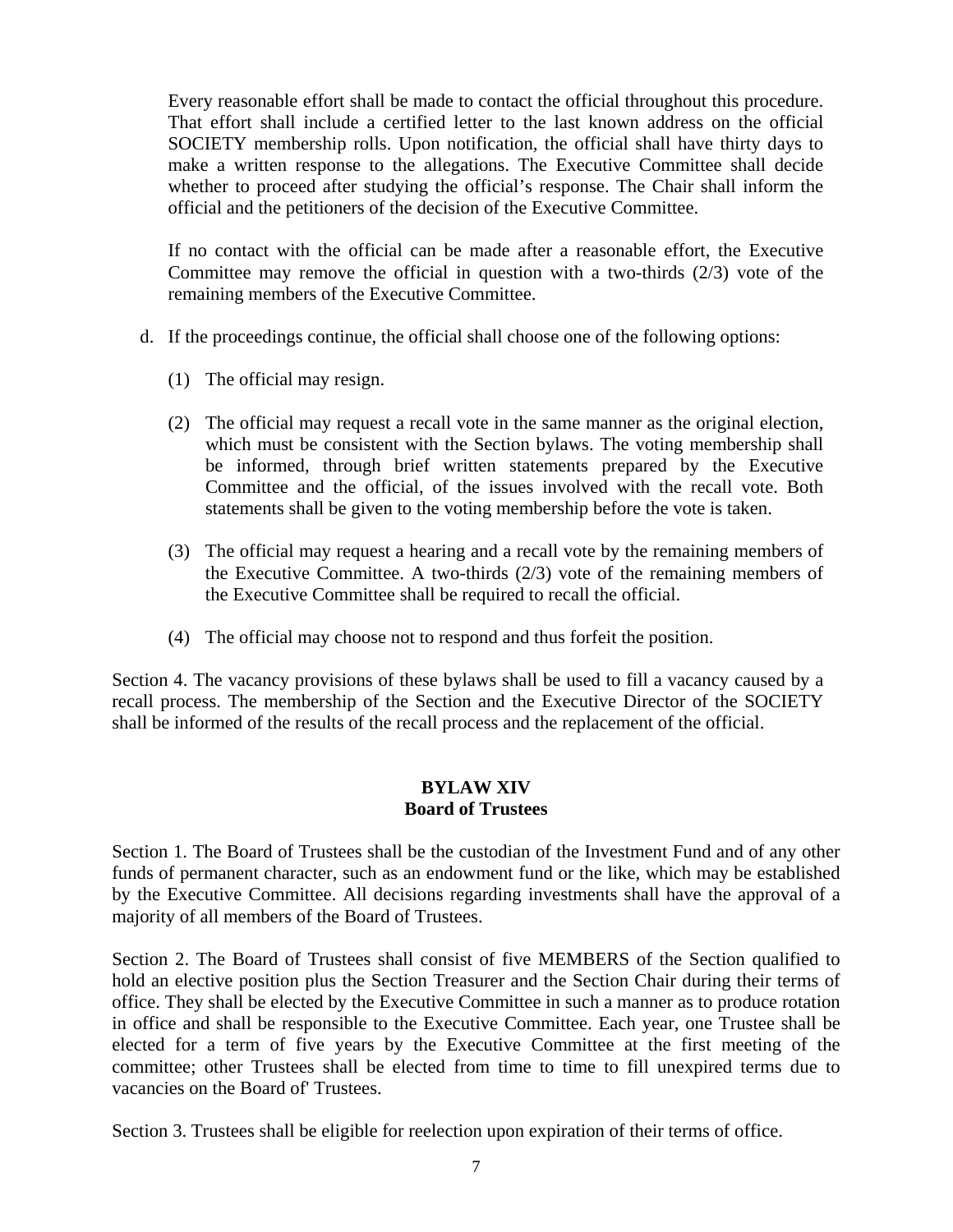Every reasonable effort shall be made to contact the official throughout this procedure. That effort shall include a certified letter to the last known address on the official SOCIETY membership rolls. Upon notification, the official shall have thirty days to make a written response to the allegations. The Executive Committee shall decide whether to proceed after studying the official's response. The Chair shall inform the official and the petitioners of the decision of the Executive Committee.

If no contact with the official can be made after a reasonable effort, the Executive Committee may remove the official in question with a two-thirds (2/3) vote of the remaining members of the Executive Committee.

d. If the proceedings continue, the official shall choose one of the following options:

   (1) The official may resign.

   (2) The official may request a recall vote in the same manner as the original election, which must be consistent with the Section bylaws. The voting membership shall be informed, through brief written statements prepared by the Executive Committee and the official, of the issues involved with the recall vote. Both statements shall be given to the voting membership before the vote is taken.

   (3) The official may request a hearing and a recall vote by the remaining members of the Executive Committee. A two-thirds (2/3) vote of the remaining members of the Executive Committee shall be required to recall the official.

   (4) The official may choose not to respond and thus forfeit the position.

Section 4. The vacancy provisions of these bylaws shall be used to fill a vacancy caused by a recall process. The membership of the Section and the Executive Director of the SOCIETY shall be informed of the results of the recall process and the replacement of the official.

## BYLAW XIV
## Board of Trustees

Section 1. The Board of Trustees shall be the custodian of the Investment Fund and of any other funds of permanent character, such as an endowment fund or the like, which may be established by the Executive Committee. All decisions regarding investments shall have the approval of a majority of all members of the Board of Trustees.

Section 2. The Board of Trustees shall consist of five MEMBERS of the Section qualified to hold an elective position plus the Section Treasurer and the Section Chair during their terms of office. They shall be elected by the Executive Committee in such a manner as to produce rotation in office and shall be responsible to the Executive Committee. Each year, one Trustee shall be elected for a term of five years by the Executive Committee at the first meeting of the committee; other Trustees shall be elected from time to time to fill unexpired terms due to vacancies on the Board of' Trustees.

Section 3. Trustees shall be eligible for reelection upon expiration of their terms of office.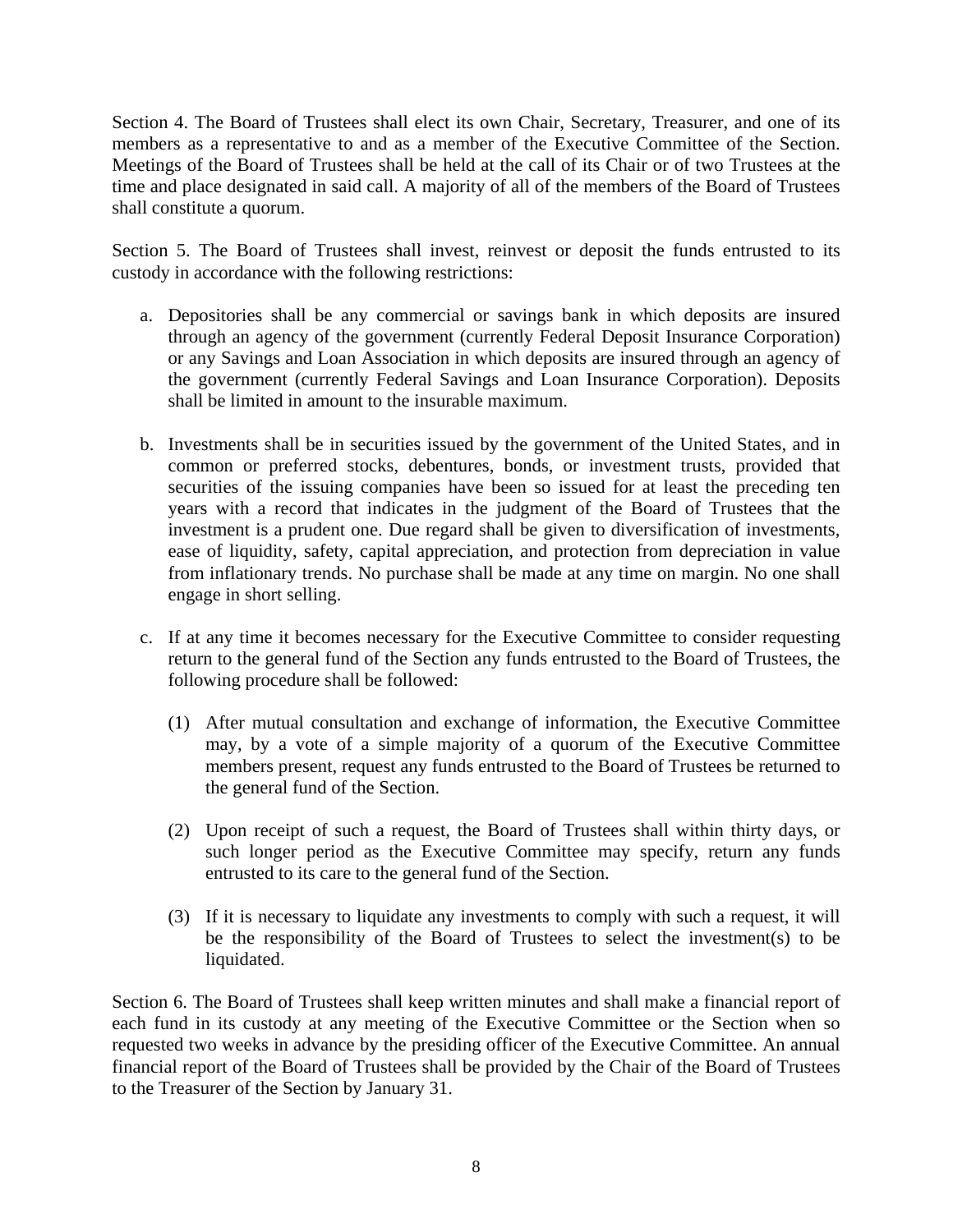Section 4. The Board of Trustees shall elect its own Chair, Secretary, Treasurer, and one of its members as a representative to and as a member of the Executive Committee of the Section. Meetings of the Board of Trustees shall be held at the call of its Chair or of two Trustees at the time and place designated in said call. A majority of all of the members of the Board of Trustees shall constitute a quorum.

Section 5. The Board of Trustees shall invest, reinvest or deposit the funds entrusted to its custody in accordance with the following restrictions:

a. Depositories shall be any commercial or savings bank in which deposits are insured through an agency of the government (currently Federal Deposit Insurance Corporation) or any Savings and Loan Association in which deposits are insured through an agency of the government (currently Federal Savings and Loan Insurance Corporation). Deposits shall be limited in amount to the insurable maximum.

b. Investments shall be in securities issued by the government of the United States, and in common or preferred stocks, debentures, bonds, or investment trusts, provided that securities of the issuing companies have been so issued for at least the preceding ten years with a record that indicates in the judgment of the Board of Trustees that the investment is a prudent one. Due regard shall be given to diversification of investments, ease of liquidity, safety, capital appreciation, and protection from depreciation in value from inflationary trends. No purchase shall be made at any time on margin. No one shall engage in short selling.

c. If at any time it becomes necessary for the Executive Committee to consider requesting return to the general fund of the Section any funds entrusted to the Board of Trustees, the following procedure shall be followed:

   (1) After mutual consultation and exchange of information, the Executive Committee may, by a vote of a simple majority of a quorum of the Executive Committee members present, request any funds entrusted to the Board of Trustees be returned to the general fund of the Section.

   (2) Upon receipt of such a request, the Board of Trustees shall within thirty days, or such longer period as the Executive Committee may specify, return any funds entrusted to its care to the general fund of the Section.

   (3) If it is necessary to liquidate any investments to comply with such a request, it will be the responsibility of the Board of Trustees to select the investment(s) to be liquidated.

Section 6. The Board of Trustees shall keep written minutes and shall make a financial report of each fund in its custody at any meeting of the Executive Committee or the Section when so requested two weeks in advance by the presiding officer of the Executive Committee. An annual financial report of the Board of Trustees shall be provided by the Chair of the Board of Trustees to the Treasurer of the Section by January 31.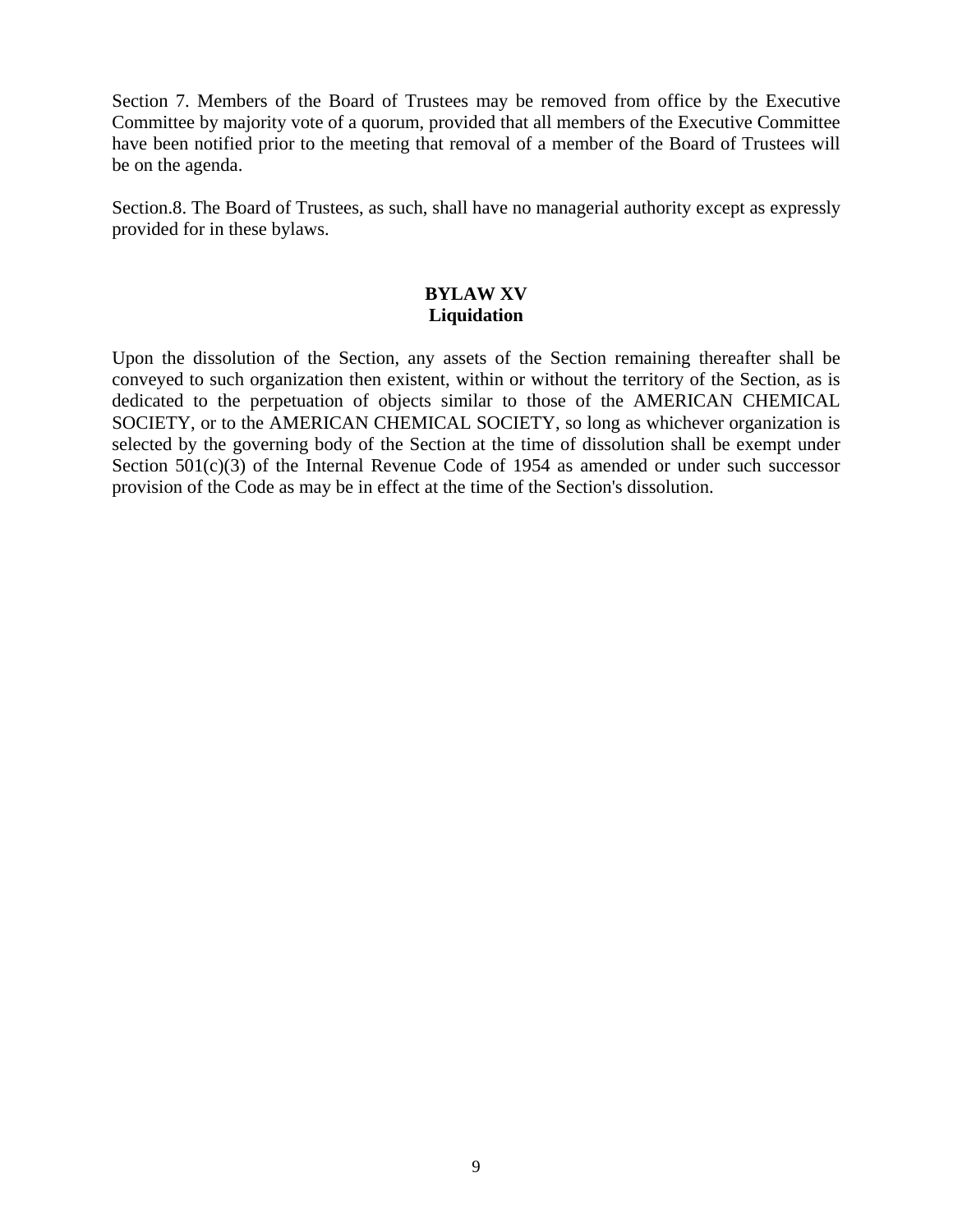Section 7. Members of the Board of Trustees may be removed from office by the Executive Committee by majority vote of a quorum, provided that all members of the Executive Committee have been notified prior to the meeting that removal of a member of the Board of Trustees will be on the agenda.

Section.8. The Board of Trustees, as such, shall have no managerial authority except as expressly provided for in these bylaws.

## BYLAW XV
## Liquidation

Upon the dissolution of the Section, any assets of the Section remaining thereafter shall be conveyed to such organization then existent, within or without the territory of the Section, as is dedicated to the perpetuation of objects similar to those of the AMERICAN CHEMICAL SOCIETY, or to the AMERICAN CHEMICAL SOCIETY, so long as whichever organization is selected by the governing body of the Section at the time of dissolution shall be exempt under Section 501(c)(3) of the Internal Revenue Code of 1954 as amended or under such successor provision of the Code as may be in effect at the time of the Section's dissolution.